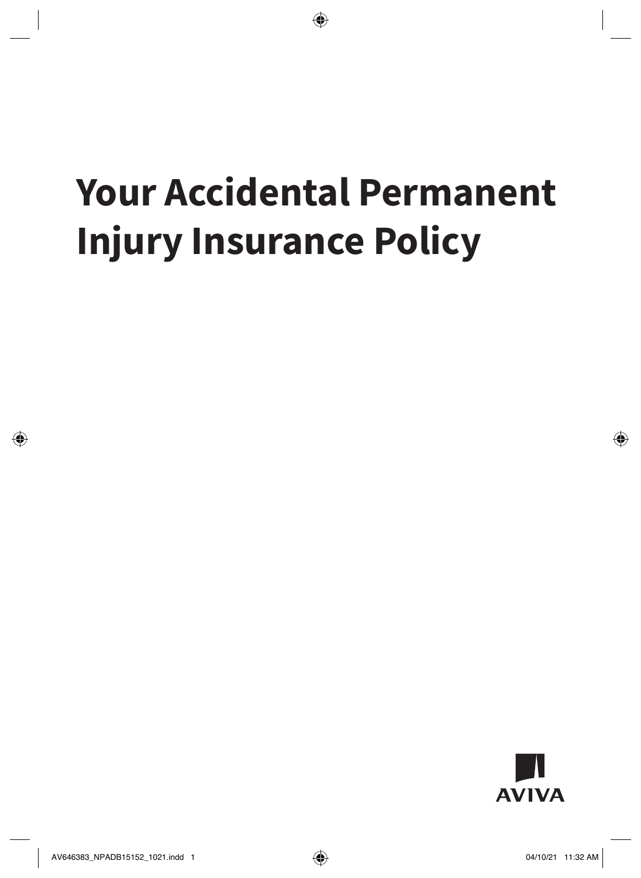# Your Accidental Permanent Injury Insurance Policy

AVIVA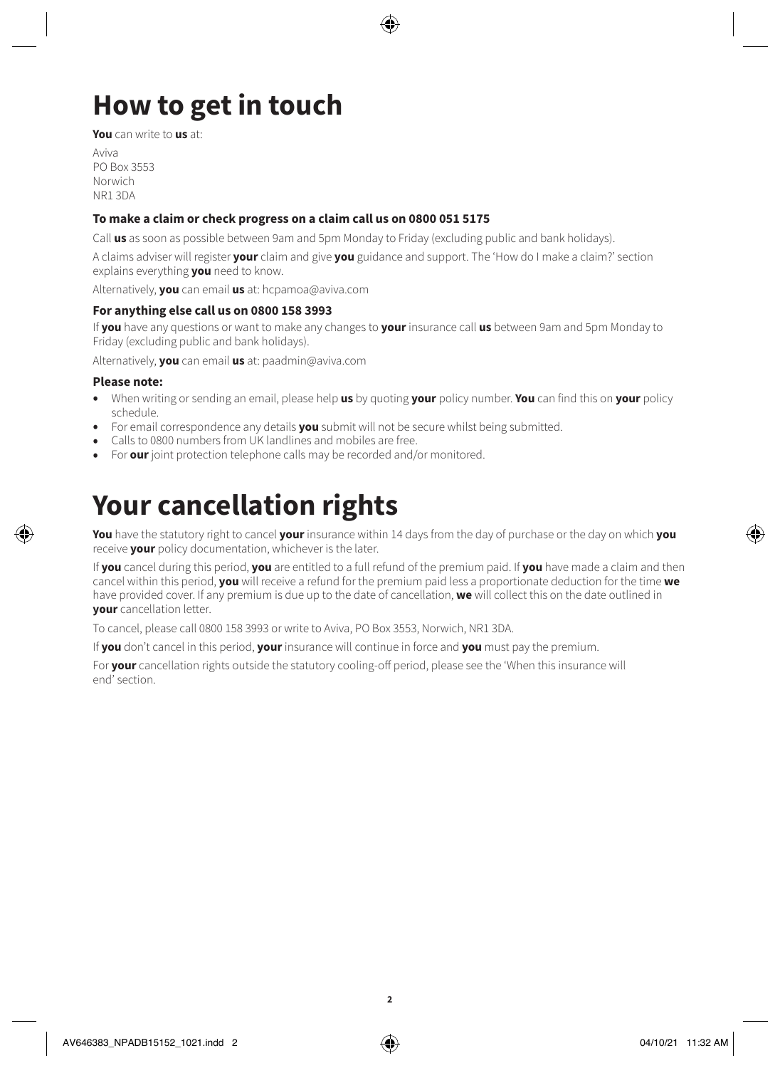# How to get in touch

**You** can write to **us** at:

Aviva
PO Box 3553
Norwich
NR1 3DA

### To make a claim or check progress on a claim call us on 0800 051 5175

Call **us** as soon as possible between 9am and 5pm Monday to Friday (excluding public and bank holidays).

A claims adviser will register **your** claim and give **you** guidance and support. The 'How do I make a claim?' section explains everything **you** need to know.

Alternatively, **you** can email **us** at: hcpamoa@aviva.com

### For anything else call us on 0800 158 3993

If **you** have any questions or want to make any changes to **your** insurance call **us** between 9am and 5pm Monday to Friday (excluding public and bank holidays).

Alternatively, **you** can email **us** at: paadmin@aviva.com

### Please note:

- When writing or sending an email, please help **us** by quoting **your** policy number. **You** can find this on **your** policy schedule.
- For email correspondence any details **you** submit will not be secure whilst being submitted.
- Calls to 0800 numbers from UK landlines and mobiles are free.
- For **our** joint protection telephone calls may be recorded and/or monitored.

# Your cancellation rights

**You** have the statutory right to cancel **your** insurance within 14 days from the day of purchase or the day on which **you** receive **your** policy documentation, whichever is the later.

If **you** cancel during this period, **you** are entitled to a full refund of the premium paid. If **you** have made a claim and then cancel within this period, **you** will receive a refund for the premium paid less a proportionate deduction for the time **we** have provided cover. If any premium is due up to the date of cancellation, **we** will collect this on the date outlined in **your** cancellation letter.

To cancel, please call 0800 158 3993 or write to Aviva, PO Box 3553, Norwich, NR1 3DA.

If **you** don't cancel in this period, **your** insurance will continue in force and **you** must pay the premium.

For **your** cancellation rights outside the statutory cooling-off period, please see the 'When this insurance will end' section.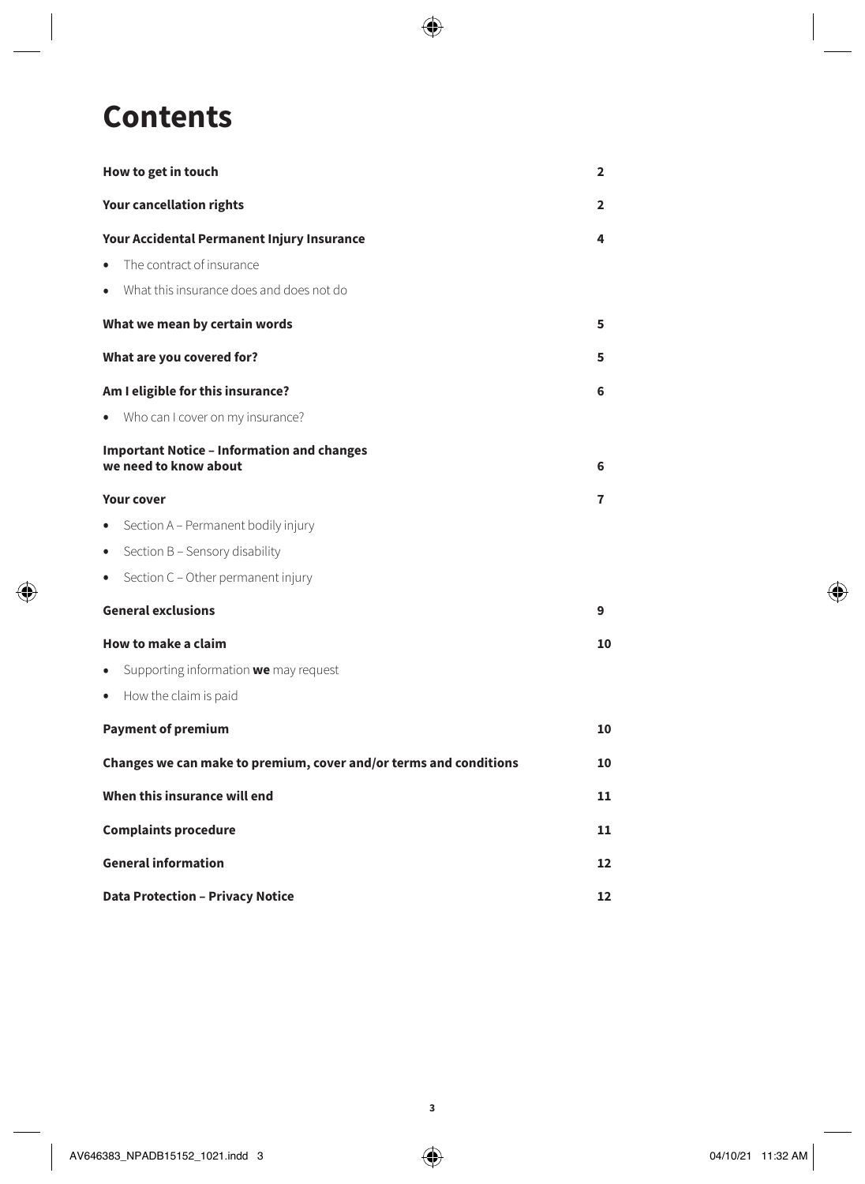# Contents

| | |
|---|---|
| **How to get in touch** | **2** |
| **Your cancellation rights** | **2** |
| **Your Accidental Permanent Injury Insurance** | **4** |
| • The contract of insurance | |
| • What this insurance does and does not do | |
| **What we mean by certain words** | **5** |
| **What are you covered for?** | **5** |
| **Am I eligible for this insurance?** | **6** |
| • Who can I cover on my insurance? | |
| **Important Notice – Information and changes we need to know about** | **6** |
| **Your cover** | **7** |
| • Section A – Permanent bodily injury | |
| • Section B – Sensory disability | |
| • Section C – Other permanent injury | |
| **General exclusions** | **9** |
| **How to make a claim** | **10** |
| • Supporting information **we** may request | |
| • How the claim is paid | |
| **Payment of premium** | **10** |
| **Changes we can make to premium, cover and/or terms and conditions** | **10** |
| **When this insurance will end** | **11** |
| **Complaints procedure** | **11** |
| **General information** | **12** |
| **Data Protection – Privacy Notice** | **12** |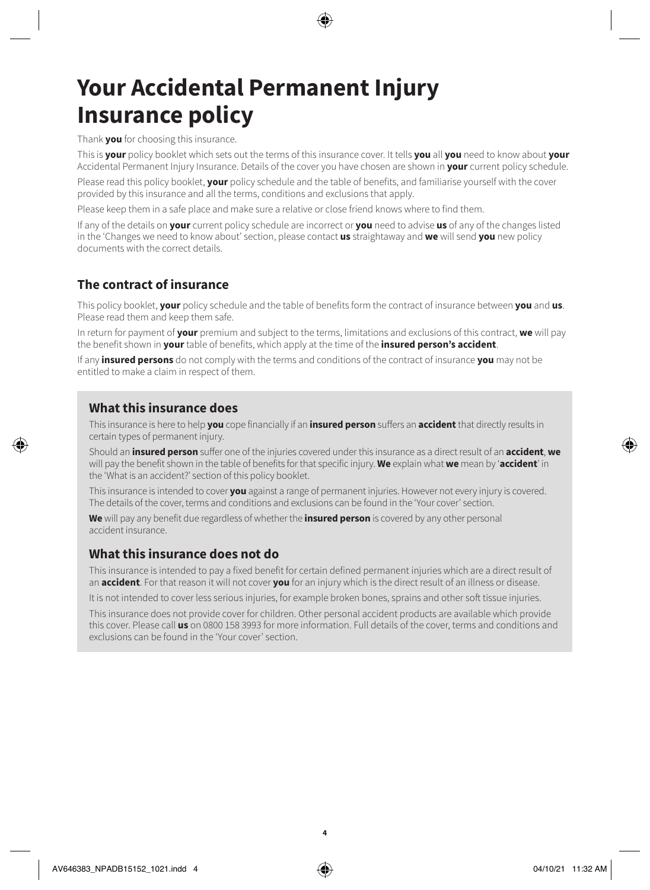# Your Accidental Permanent Injury Insurance policy

Thank **you** for choosing this insurance.

This is **your** policy booklet which sets out the terms of this insurance cover. It tells **you** all **you** need to know about **your** Accidental Permanent Injury Insurance. Details of the cover you have chosen are shown in **your** current policy schedule.

Please read this policy booklet, **your** policy schedule and the table of benefits, and familiarise yourself with the cover provided by this insurance and all the terms, conditions and exclusions that apply.

Please keep them in a safe place and make sure a relative or close friend knows where to find them.

If any of the details on **your** current policy schedule are incorrect or **you** need to advise **us** of any of the changes listed in the 'Changes we need to know about' section, please contact **us** straightaway and **we** will send **you** new policy documents with the correct details.

## The contract of insurance

This policy booklet, **your** policy schedule and the table of benefits form the contract of insurance between **you** and **us**. Please read them and keep them safe.

In return for payment of **your** premium and subject to the terms, limitations and exclusions of this contract, **we** will pay the benefit shown in **your** table of benefits, which apply at the time of the **insured person's accident**.

If any **insured persons** do not comply with the terms and conditions of the contract of insurance **you** may not be entitled to make a claim in respect of them.

## What this insurance does

This insurance is here to help **you** cope financially if an **insured person** suffers an **accident** that directly results in certain types of permanent injury.

Should an **insured person** suffer one of the injuries covered under this insurance as a direct result of an **accident**, **we** will pay the benefit shown in the table of benefits for that specific injury. **We** explain what **we** mean by '**accident**' in the 'What is an accident?' section of this policy booklet.

This insurance is intended to cover **you** against a range of permanent injuries. However not every injury is covered. The details of the cover, terms and conditions and exclusions can be found in the 'Your cover' section.

**We** will pay any benefit due regardless of whether the **insured person** is covered by any other personal accident insurance.

## What this insurance does not do

This insurance is intended to pay a fixed benefit for certain defined permanent injuries which are a direct result of an **accident**. For that reason it will not cover **you** for an injury which is the direct result of an illness or disease.

It is not intended to cover less serious injuries, for example broken bones, sprains and other soft tissue injuries.

This insurance does not provide cover for children. Other personal accident products are available which provide this cover. Please call **us** on 0800 158 3993 for more information. Full details of the cover, terms and conditions and exclusions can be found in the 'Your cover' section.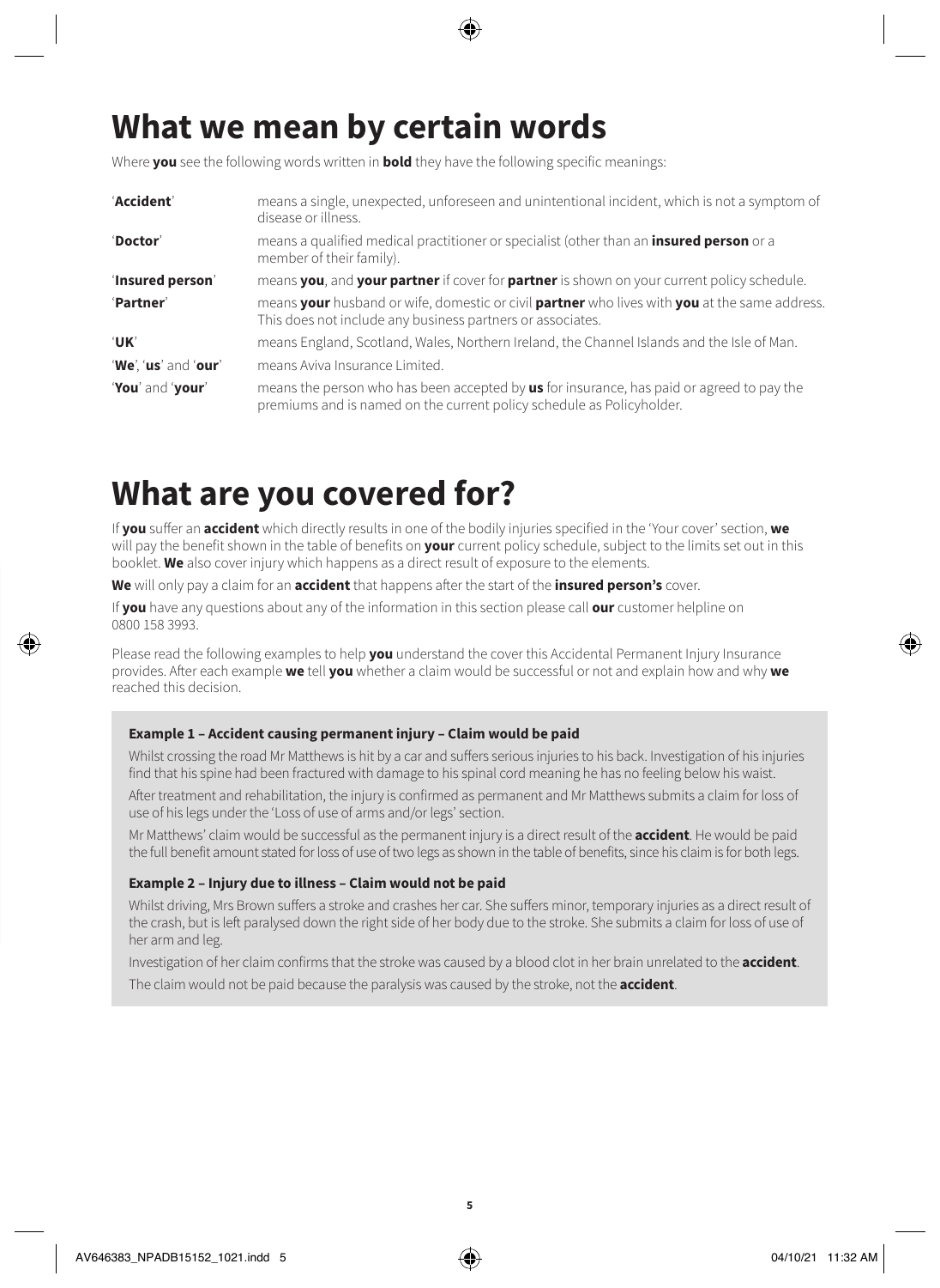# What we mean by certain words

Where **you** see the following words written in **bold** they have the following specific meanings:

| | |
|---|---|
| '**Accident**' | means a single, unexpected, unforeseen and unintentional incident, which is not a symptom of disease or illness. |
| '**Doctor**' | means a qualified medical practitioner or specialist (other than an **insured person** or a member of their family). |
| '**Insured person**' | means **you**, and **your partner** if cover for **partner** is shown on your current policy schedule. |
| '**Partner**' | means **your** husband or wife, domestic or civil **partner** who lives with **you** at the same address. This does not include any business partners or associates. |
| '**UK**' | means England, Scotland, Wales, Northern Ireland, the Channel Islands and the Isle of Man. |
| '**We**', '**us**' and '**our**' | means Aviva Insurance Limited. |
| '**You**' and '**your**' | means the person who has been accepted by **us** for insurance, has paid or agreed to pay the premiums and is named on the current policy schedule as Policyholder. |

# What are you covered for?

If **you** suffer an **accident** which directly results in one of the bodily injuries specified in the 'Your cover' section, **we** will pay the benefit shown in the table of benefits on **your** current policy schedule, subject to the limits set out in this booklet. **We** also cover injury which happens as a direct result of exposure to the elements.

**We** will only pay a claim for an **accident** that happens after the start of the **insured person's** cover.

If **you** have any questions about any of the information in this section please call **our** customer helpline on 0800 158 3993.

Please read the following examples to help **you** understand the cover this Accidental Permanent Injury Insurance provides. After each example **we** tell **you** whether a claim would be successful or not and explain how and why **we** reached this decision.

**Example 1 – Accident causing permanent injury – Claim would be paid**

Whilst crossing the road Mr Matthews is hit by a car and suffers serious injuries to his back. Investigation of his injuries find that his spine had been fractured with damage to his spinal cord meaning he has no feeling below his waist.

After treatment and rehabilitation, the injury is confirmed as permanent and Mr Matthews submits a claim for loss of use of his legs under the 'Loss of use of arms and/or legs' section.

Mr Matthews' claim would be successful as the permanent injury is a direct result of the **accident**. He would be paid the full benefit amount stated for loss of use of two legs as shown in the table of benefits, since his claim is for both legs.

**Example 2 – Injury due to illness – Claim would not be paid**

Whilst driving, Mrs Brown suffers a stroke and crashes her car. She suffers minor, temporary injuries as a direct result of the crash, but is left paralysed down the right side of her body due to the stroke. She submits a claim for loss of use of her arm and leg.

Investigation of her claim confirms that the stroke was caused by a blood clot in her brain unrelated to the **accident**.

The claim would not be paid because the paralysis was caused by the stroke, not the **accident**.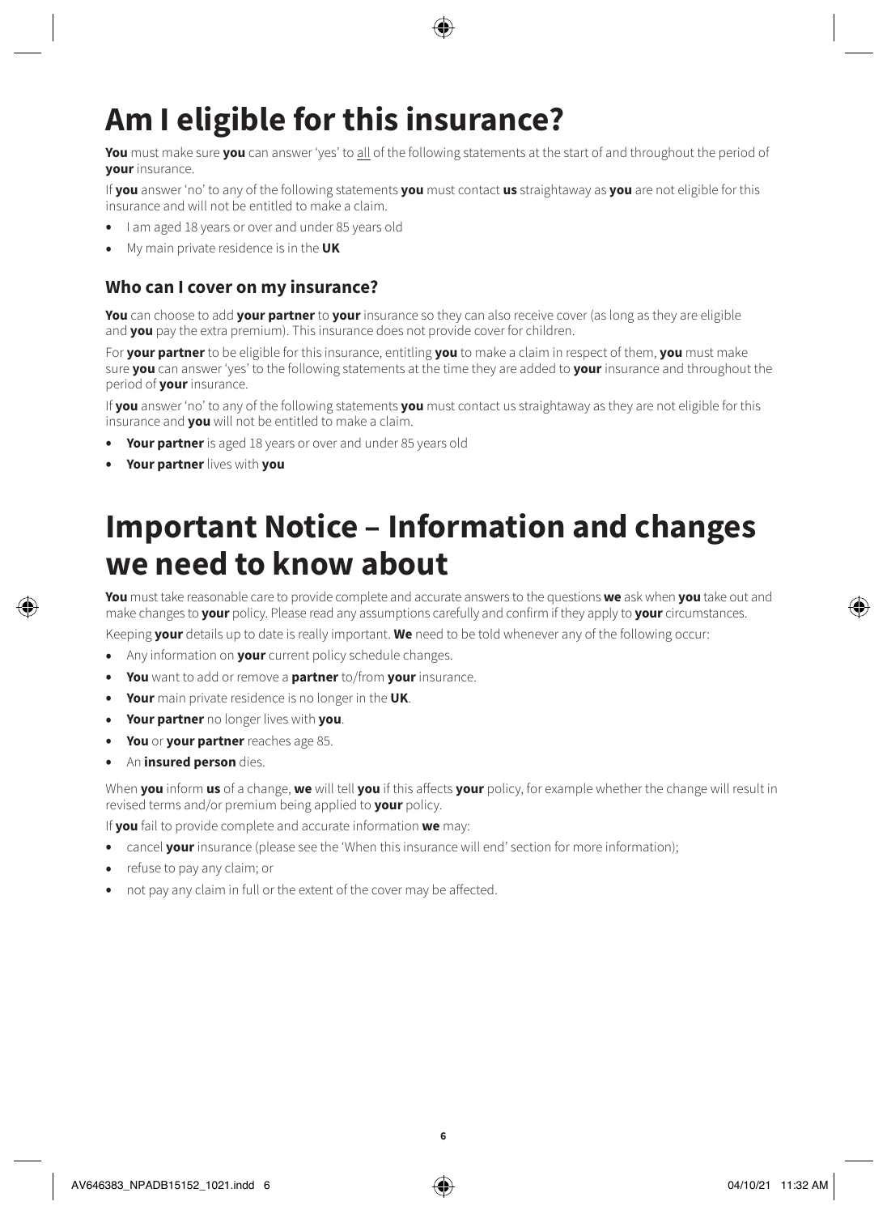# Am I eligible for this insurance?

**You** must make sure **you** can answer 'yes' to all of the following statements at the start of and throughout the period of **your** insurance.

If **you** answer 'no' to any of the following statements **you** must contact **us** straightaway as **you** are not eligible for this insurance and will not be entitled to make a claim.

- I am aged 18 years or over and under 85 years old
- My main private residence is in the **UK**

## Who can I cover on my insurance?

**You** can choose to add **your partner** to **your** insurance so they can also receive cover (as long as they are eligible and **you** pay the extra premium). This insurance does not provide cover for children.

For **your partner** to be eligible for this insurance, entitling **you** to make a claim in respect of them, **you** must make sure **you** can answer 'yes' to the following statements at the time they are added to **your** insurance and throughout the period of **your** insurance.

If **you** answer 'no' to any of the following statements **you** must contact us straightaway as they are not eligible for this insurance and **you** will not be entitled to make a claim.

- **Your partner** is aged 18 years or over and under 85 years old
- **Your partner** lives with **you**

# Important Notice – Information and changes we need to know about

**You** must take reasonable care to provide complete and accurate answers to the questions **we** ask when **you** take out and make changes to **your** policy. Please read any assumptions carefully and confirm if they apply to **your** circumstances.

Keeping **your** details up to date is really important. **We** need to be told whenever any of the following occur:

- Any information on **your** current policy schedule changes.
- **You** want to add or remove a **partner** to/from **your** insurance.
- **Your** main private residence is no longer in the **UK**.
- **Your partner** no longer lives with **you**.
- **You** or **your partner** reaches age 85.
- An **insured person** dies.

When **you** inform **us** of a change, **we** will tell **you** if this affects **your** policy, for example whether the change will result in revised terms and/or premium being applied to **your** policy.

If **you** fail to provide complete and accurate information **we** may:

- cancel **your** insurance (please see the 'When this insurance will end' section for more information);
- refuse to pay any claim; or
- not pay any claim in full or the extent of the cover may be affected.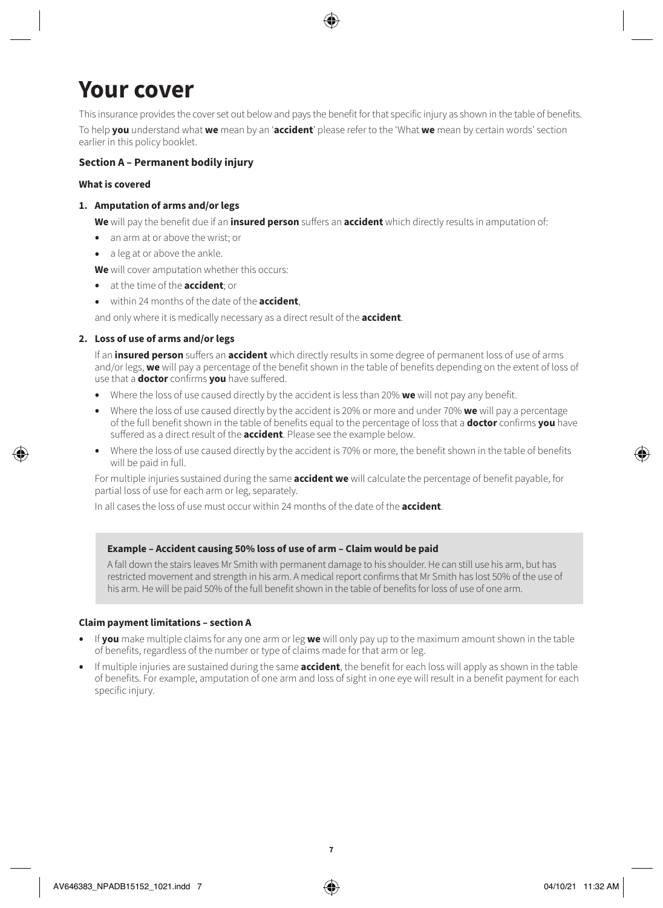# Your cover

This insurance provides the cover set out below and pays the benefit for that specific injury as shown in the table of benefits.

To help **you** understand what **we** mean by an '**accident**' please refer to the 'What **we** mean by certain words' section earlier in this policy booklet.

### Section A – Permanent bodily injury

#### What is covered

**1. Amputation of arms and/or legs**

**We** will pay the benefit due if an **insured person** suffers an **accident** which directly results in amputation of:

- an arm at or above the wrist; or
- a leg at or above the ankle.

**We** will cover amputation whether this occurs:

- at the time of the **accident**; or
- within 24 months of the date of the **accident**,

and only where it is medically necessary as a direct result of the **accident**.

**2. Loss of use of arms and/or legs**

If an **insured person** suffers an **accident** which directly results in some degree of permanent loss of use of arms and/or legs, **we** will pay a percentage of the benefit shown in the table of benefits depending on the extent of loss of use that a **doctor** confirms **you** have suffered.

- Where the loss of use caused directly by the accident is less than 20% **we** will not pay any benefit.
- Where the loss of use caused directly by the accident is 20% or more and under 70% **we** will pay a percentage of the full benefit shown in the table of benefits equal to the percentage of loss that a **doctor** confirms **you** have suffered as a direct result of the **accident**. Please see the example below.
- Where the loss of use caused directly by the accident is 70% or more, the benefit shown in the table of benefits will be paid in full.

For multiple injuries sustained during the same **accident we** will calculate the percentage of benefit payable, for partial loss of use for each arm or leg, separately.

In all cases the loss of use must occur within 24 months of the date of the **accident**.

> **Example – Accident causing 50% loss of use of arm – Claim would be paid**
>
> A fall down the stairs leaves Mr Smith with permanent damage to his shoulder. He can still use his arm, but has restricted movement and strength in his arm. A medical report confirms that Mr Smith has lost 50% of the use of his arm. He will be paid 50% of the full benefit shown in the table of benefits for loss of use of one arm.

#### Claim payment limitations – section A

- If **you** make multiple claims for any one arm or leg **we** will only pay up to the maximum amount shown in the table of benefits, regardless of the number or type of claims made for that arm or leg.
- If multiple injuries are sustained during the same **accident**, the benefit for each loss will apply as shown in the table of benefits. For example, amputation of one arm and loss of sight in one eye will result in a benefit payment for each specific injury.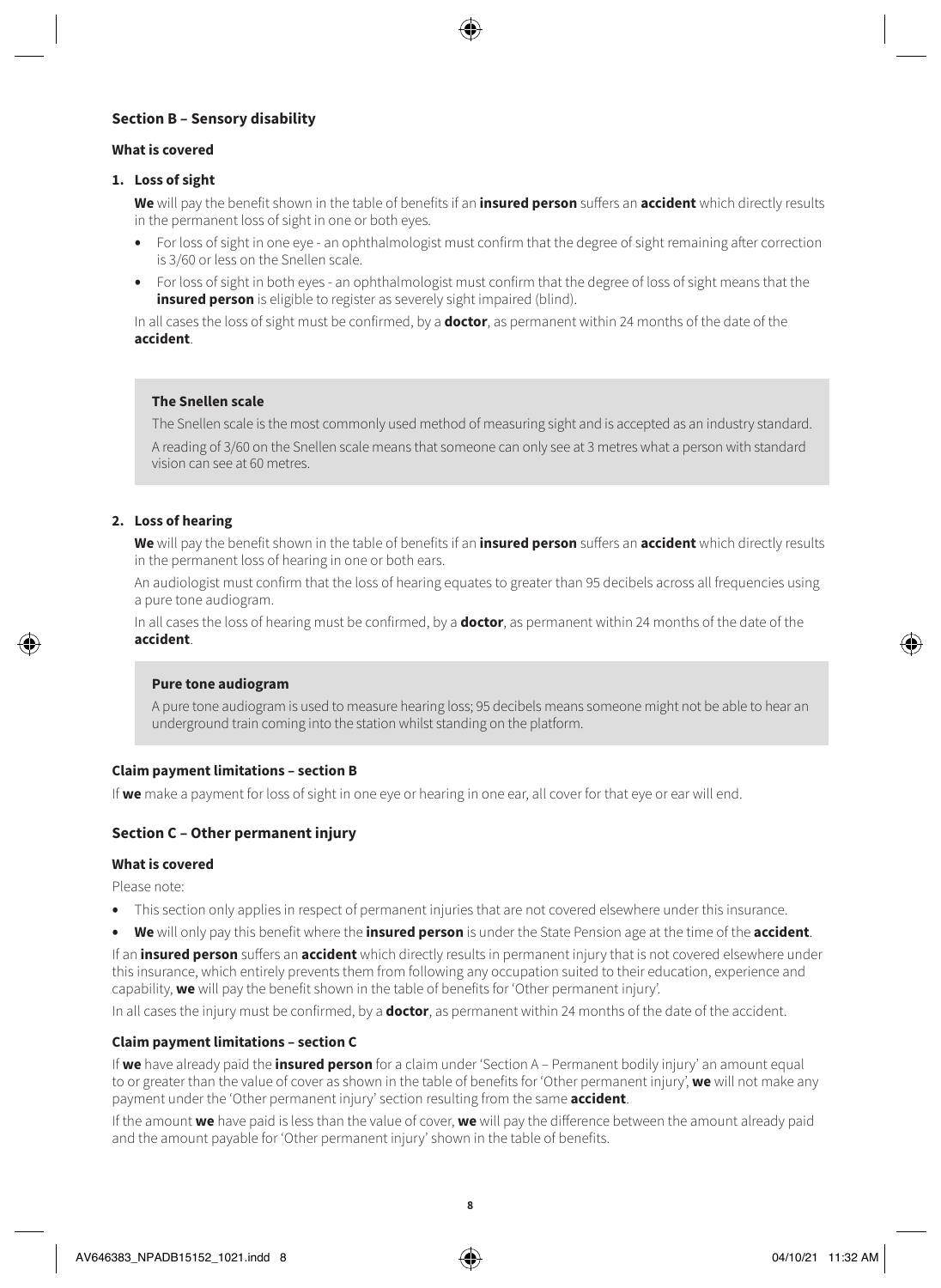## Section B – Sensory disability

### What is covered

#### 1. Loss of sight

**We** will pay the benefit shown in the table of benefits if an **insured person** suffers an **accident** which directly results in the permanent loss of sight in one or both eyes.

- For loss of sight in one eye - an ophthalmologist must confirm that the degree of sight remaining after correction is 3/60 or less on the Snellen scale.
- For loss of sight in both eyes - an ophthalmologist must confirm that the degree of loss of sight means that the **insured person** is eligible to register as severely sight impaired (blind).

In all cases the loss of sight must be confirmed, by a **doctor**, as permanent within 24 months of the date of the **accident**.

> **The Snellen scale**
>
> The Snellen scale is the most commonly used method of measuring sight and is accepted as an industry standard.
>
> A reading of 3/60 on the Snellen scale means that someone can only see at 3 metres what a person with standard vision can see at 60 metres.

#### 2. Loss of hearing

**We** will pay the benefit shown in the table of benefits if an **insured person** suffers an **accident** which directly results in the permanent loss of hearing in one or both ears.

An audiologist must confirm that the loss of hearing equates to greater than 95 decibels across all frequencies using a pure tone audiogram.

In all cases the loss of hearing must be confirmed, by a **doctor**, as permanent within 24 months of the date of the **accident**.

> **Pure tone audiogram**
>
> A pure tone audiogram is used to measure hearing loss; 95 decibels means someone might not be able to hear an underground train coming into the station whilst standing on the platform.

### Claim payment limitations – section B

If **we** make a payment for loss of sight in one eye or hearing in one ear, all cover for that eye or ear will end.

## Section C – Other permanent injury

### What is covered

Please note:

- This section only applies in respect of permanent injuries that are not covered elsewhere under this insurance.
- **We** will only pay this benefit where the **insured person** is under the State Pension age at the time of the **accident**.

If an **insured person** suffers an **accident** which directly results in permanent injury that is not covered elsewhere under this insurance, which entirely prevents them from following any occupation suited to their education, experience and capability, **we** will pay the benefit shown in the table of benefits for 'Other permanent injury'.

In all cases the injury must be confirmed, by a **doctor**, as permanent within 24 months of the date of the accident.

### Claim payment limitations – section C

If **we** have already paid the **insured person** for a claim under 'Section A – Permanent bodily injury' an amount equal to or greater than the value of cover as shown in the table of benefits for 'Other permanent injury', **we** will not make any payment under the 'Other permanent injury' section resulting from the same **accident**.

If the amount **we** have paid is less than the value of cover, **we** will pay the difference between the amount already paid and the amount payable for 'Other permanent injury' shown in the table of benefits.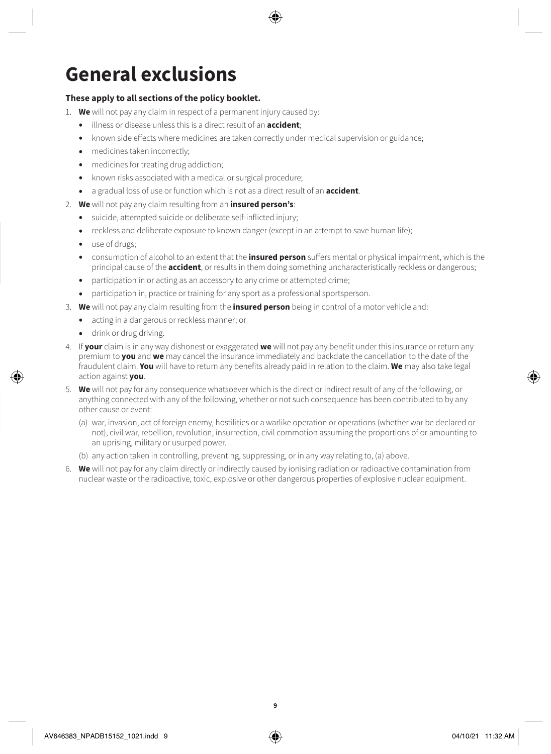# General exclusions

**These apply to all sections of the policy booklet.**

1. **We** will not pay any claim in respect of a permanent injury caused by:
    - illness or disease unless this is a direct result of an **accident**;
    - known side effects where medicines are taken correctly under medical supervision or guidance;
    - medicines taken incorrectly;
    - medicines for treating drug addiction;
    - known risks associated with a medical or surgical procedure;
    - a gradual loss of use or function which is not as a direct result of an **accident**.
2. **We** will not pay any claim resulting from an **insured person's**:
    - suicide, attempted suicide or deliberate self-inflicted injury;
    - reckless and deliberate exposure to known danger (except in an attempt to save human life);
    - use of drugs;
    - consumption of alcohol to an extent that the **insured person** suffers mental or physical impairment, which is the principal cause of the **accident**, or results in them doing something uncharacteristically reckless or dangerous;
    - participation in or acting as an accessory to any crime or attempted crime;
    - participation in, practice or training for any sport as a professional sportsperson.
3. **We** will not pay any claim resulting from the **insured person** being in control of a motor vehicle and:
    - acting in a dangerous or reckless manner; or
    - drink or drug driving.
4. If **your** claim is in any way dishonest or exaggerated **we** will not pay any benefit under this insurance or return any premium to **you** and **we** may cancel the insurance immediately and backdate the cancellation to the date of the fraudulent claim. **You** will have to return any benefits already paid in relation to the claim. **We** may also take legal action against **you**.
5. **We** will not pay for any consequence whatsoever which is the direct or indirect result of any of the following, or anything connected with any of the following, whether or not such consequence has been contributed to by any other cause or event:

    (a) war, invasion, act of foreign enemy, hostilities or a warlike operation or operations (whether war be declared or not), civil war, rebellion, revolution, insurrection, civil commotion assuming the proportions of or amounting to an uprising, military or usurped power.

    (b) any action taken in controlling, preventing, suppressing, or in any way relating to, (a) above.
6. **We** will not pay for any claim directly or indirectly caused by ionising radiation or radioactive contamination from nuclear waste or the radioactive, toxic, explosive or other dangerous properties of explosive nuclear equipment.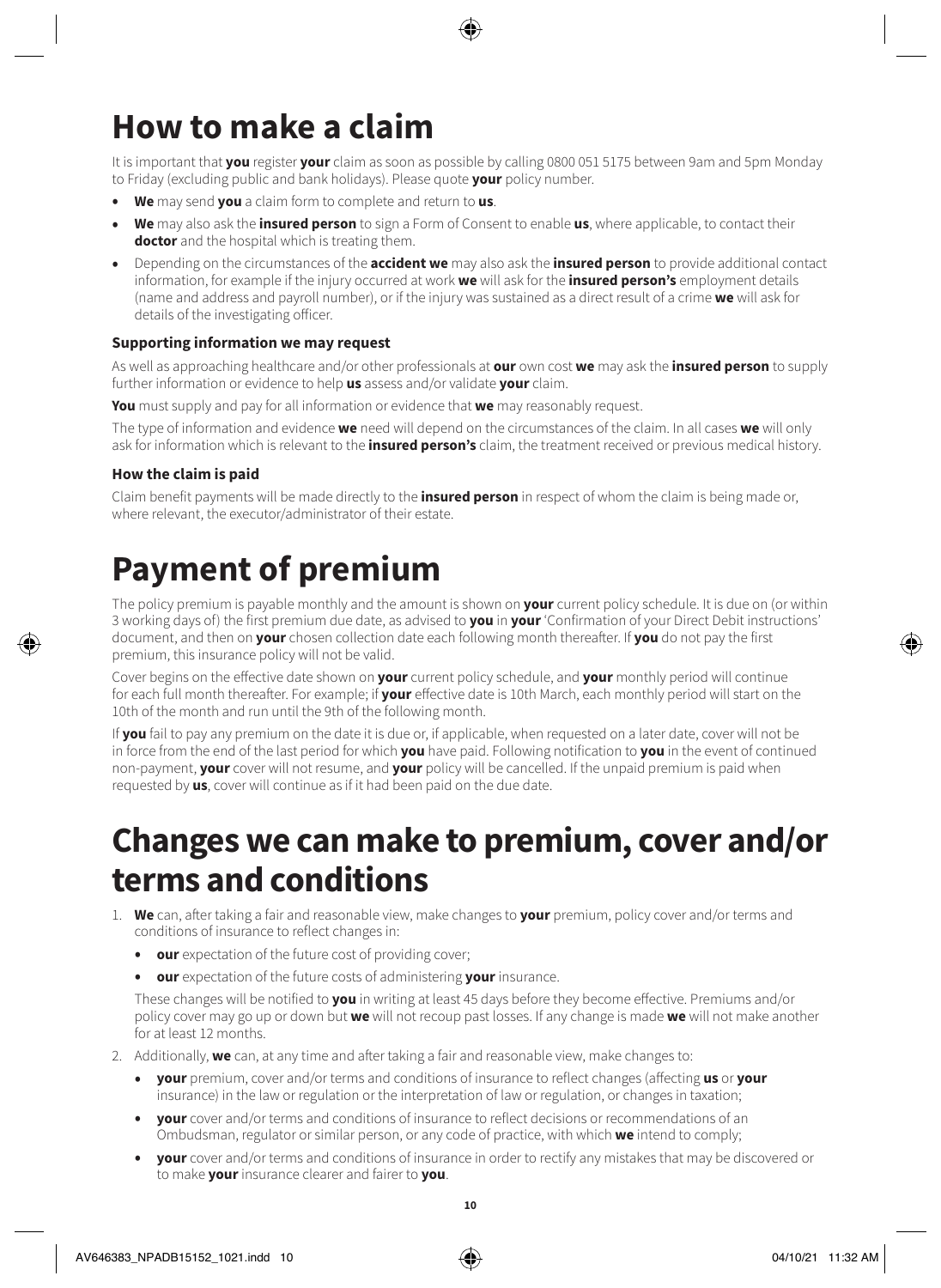# How to make a claim

It is important that **you** register **your** claim as soon as possible by calling 0800 051 5175 between 9am and 5pm Monday to Friday (excluding public and bank holidays). Please quote **your** policy number.

- **We** may send **you** a claim form to complete and return to **us**.
- **We** may also ask the **insured person** to sign a Form of Consent to enable **us**, where applicable, to contact their **doctor** and the hospital which is treating them.
- Depending on the circumstances of the **accident we** may also ask the **insured person** to provide additional contact information, for example if the injury occurred at work **we** will ask for the **insured person's** employment details (name and address and payroll number), or if the injury was sustained as a direct result of a crime **we** will ask for details of the investigating officer.

### Supporting information we may request

As well as approaching healthcare and/or other professionals at **our** own cost **we** may ask the **insured person** to supply further information or evidence to help **us** assess and/or validate **your** claim.

**You** must supply and pay for all information or evidence that **we** may reasonably request.

The type of information and evidence **we** need will depend on the circumstances of the claim. In all cases **we** will only ask for information which is relevant to the **insured person's** claim, the treatment received or previous medical history.

### How the claim is paid

Claim benefit payments will be made directly to the **insured person** in respect of whom the claim is being made or, where relevant, the executor/administrator of their estate.

# Payment of premium

The policy premium is payable monthly and the amount is shown on **your** current policy schedule. It is due on (or within 3 working days of) the first premium due date, as advised to **you** in **your** 'Confirmation of your Direct Debit instructions' document, and then on **your** chosen collection date each following month thereafter. If **you** do not pay the first premium, this insurance policy will not be valid.

Cover begins on the effective date shown on **your** current policy schedule, and **your** monthly period will continue for each full month thereafter. For example; if **your** effective date is 10th March, each monthly period will start on the 10th of the month and run until the 9th of the following month.

If **you** fail to pay any premium on the date it is due or, if applicable, when requested on a later date, cover will not be in force from the end of the last period for which **you** have paid. Following notification to **you** in the event of continued non-payment, **your** cover will not resume, and **your** policy will be cancelled. If the unpaid premium is paid when requested by **us**, cover will continue as if it had been paid on the due date.

# Changes we can make to premium, cover and/or terms and conditions

1. **We** can, after taking a fair and reasonable view, make changes to **your** premium, policy cover and/or terms and conditions of insurance to reflect changes in:
   - **our** expectation of the future cost of providing cover;
   - **our** expectation of the future costs of administering **your** insurance.

   These changes will be notified to **you** in writing at least 45 days before they become effective. Premiums and/or policy cover may go up or down but **we** will not recoup past losses. If any change is made **we** will not make another for at least 12 months.
2. Additionally, **we** can, at any time and after taking a fair and reasonable view, make changes to:
   - **your** premium, cover and/or terms and conditions of insurance to reflect changes (affecting **us** or **your** insurance) in the law or regulation or the interpretation of law or regulation, or changes in taxation;
   - **your** cover and/or terms and conditions of insurance to reflect decisions or recommendations of an Ombudsman, regulator or similar person, or any code of practice, with which **we** intend to comply;
   - **your** cover and/or terms and conditions of insurance in order to rectify any mistakes that may be discovered or to make **your** insurance clearer and fairer to **you**.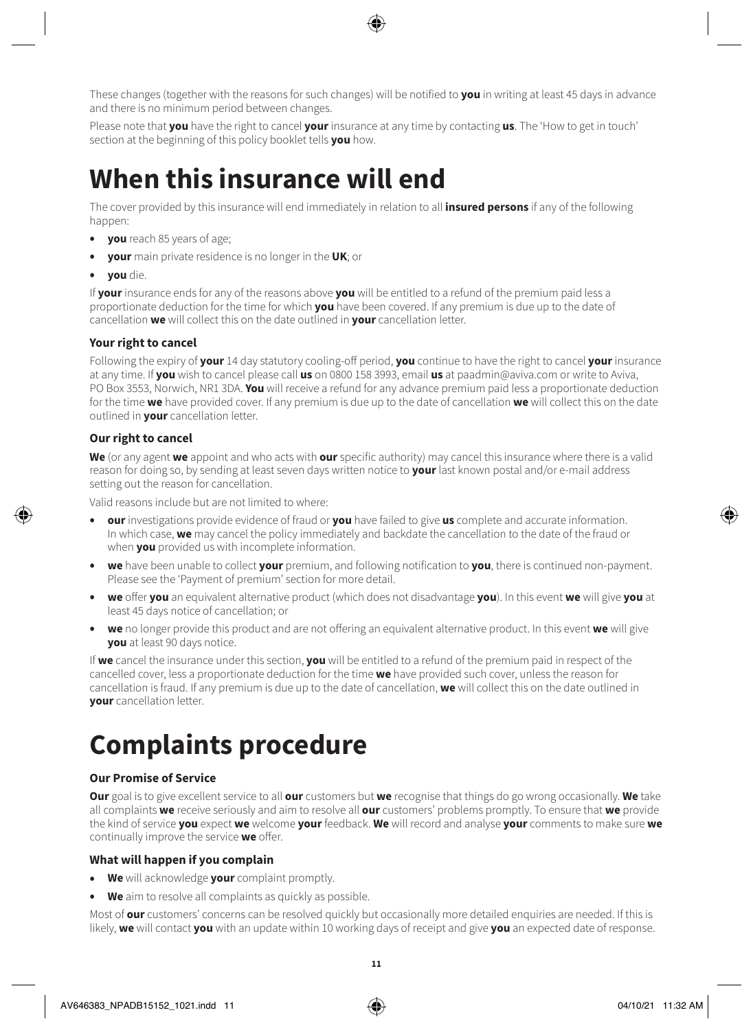These changes (together with the reasons for such changes) will be notified to **you** in writing at least 45 days in advance and there is no minimum period between changes.

Please note that **you** have the right to cancel **your** insurance at any time by contacting **us**. The 'How to get in touch' section at the beginning of this policy booklet tells **you** how.

# When this insurance will end

The cover provided by this insurance will end immediately in relation to all **insured persons** if any of the following happen:

- **you** reach 85 years of age;
- **your** main private residence is no longer in the **UK**; or
- **you** die.

If **your** insurance ends for any of the reasons above **you** will be entitled to a refund of the premium paid less a proportionate deduction for the time for which **you** have been covered. If any premium is due up to the date of cancellation **we** will collect this on the date outlined in **your** cancellation letter.

### Your right to cancel

Following the expiry of **your** 14 day statutory cooling-off period, **you** continue to have the right to cancel **your** insurance at any time. If **you** wish to cancel please call **us** on 0800 158 3993, email **us** at paadmin@aviva.com or write to Aviva, PO Box 3553, Norwich, NR1 3DA. **You** will receive a refund for any advance premium paid less a proportionate deduction for the time **we** have provided cover. If any premium is due up to the date of cancellation **we** will collect this on the date outlined in **your** cancellation letter.

### Our right to cancel

**We** (or any agent **we** appoint and who acts with **our** specific authority) may cancel this insurance where there is a valid reason for doing so, by sending at least seven days written notice to **your** last known postal and/or e-mail address setting out the reason for cancellation.

Valid reasons include but are not limited to where:

- **our** investigations provide evidence of fraud or **you** have failed to give **us** complete and accurate information. In which case, **we** may cancel the policy immediately and backdate the cancellation to the date of the fraud or when **you** provided us with incomplete information.
- **we** have been unable to collect **your** premium, and following notification to **you**, there is continued non-payment. Please see the 'Payment of premium' section for more detail.
- **we** offer **you** an equivalent alternative product (which does not disadvantage **you**). In this event **we** will give **you** at least 45 days notice of cancellation; or
- **we** no longer provide this product and are not offering an equivalent alternative product. In this event **we** will give **you** at least 90 days notice.

If **we** cancel the insurance under this section, **you** will be entitled to a refund of the premium paid in respect of the cancelled cover, less a proportionate deduction for the time **we** have provided such cover, unless the reason for cancellation is fraud. If any premium is due up to the date of cancellation, **we** will collect this on the date outlined in **your** cancellation letter.

# Complaints procedure

### Our Promise of Service

**Our** goal is to give excellent service to all **our** customers but **we** recognise that things do go wrong occasionally. **We** take all complaints **we** receive seriously and aim to resolve all **our** customers' problems promptly. To ensure that **we** provide the kind of service **you** expect **we** welcome **your** feedback. **We** will record and analyse **your** comments to make sure **we** continually improve the service **we** offer.

### What will happen if you complain

- **We** will acknowledge **your** complaint promptly.
- **We** aim to resolve all complaints as quickly as possible.

Most of **our** customers' concerns can be resolved quickly but occasionally more detailed enquiries are needed. If this is likely, **we** will contact **you** with an update within 10 working days of receipt and give **you** an expected date of response.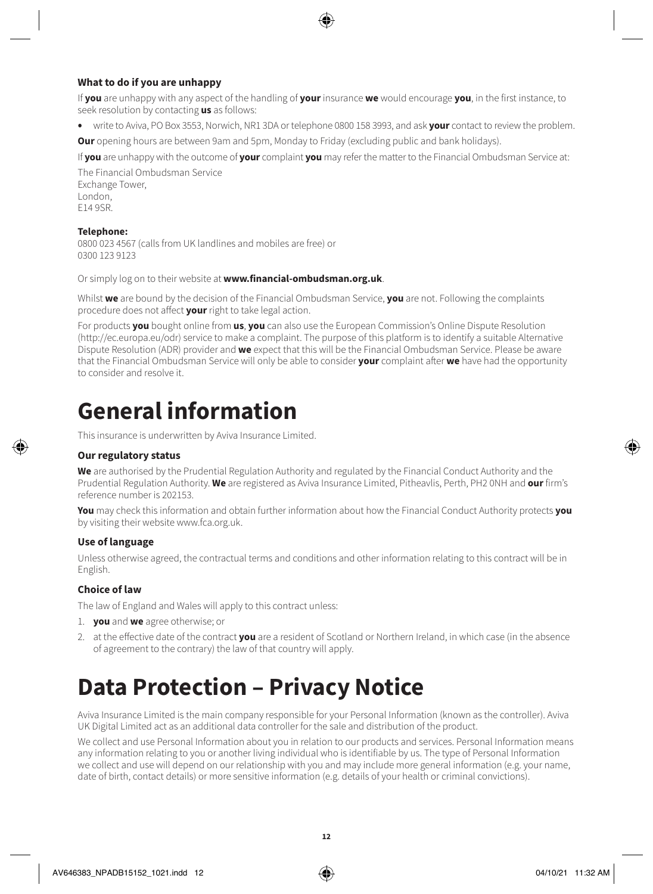### What to do if you are unhappy

If **you** are unhappy with any aspect of the handling of **your** insurance **we** would encourage **you**, in the first instance, to seek resolution by contacting **us** as follows:

- write to Aviva, PO Box 3553, Norwich, NR1 3DA or telephone 0800 158 3993, and ask **your** contact to review the problem.

**Our** opening hours are between 9am and 5pm, Monday to Friday (excluding public and bank holidays).

If **you** are unhappy with the outcome of **your** complaint **you** may refer the matter to the Financial Ombudsman Service at:

The Financial Ombudsman Service
Exchange Tower,
London,
E14 9SR.

**Telephone:**
0800 023 4567 (calls from UK landlines and mobiles are free) or
0300 123 9123

Or simply log on to their website at **www.financial-ombudsman.org.uk**.

Whilst **we** are bound by the decision of the Financial Ombudsman Service, **you** are not. Following the complaints procedure does not affect **your** right to take legal action.

For products **you** bought online from **us**, **you** can also use the European Commission's Online Dispute Resolution (http://ec.europa.eu/odr) service to make a complaint. The purpose of this platform is to identify a suitable Alternative Dispute Resolution (ADR) provider and **we** expect that this will be the Financial Ombudsman Service. Please be aware that the Financial Ombudsman Service will only be able to consider **your** complaint after **we** have had the opportunity to consider and resolve it.

# General information

This insurance is underwritten by Aviva Insurance Limited.

### Our regulatory status

**We** are authorised by the Prudential Regulation Authority and regulated by the Financial Conduct Authority and the Prudential Regulation Authority. **We** are registered as Aviva Insurance Limited, Pitheavlis, Perth, PH2 0NH and **our** firm's reference number is 202153.

**You** may check this information and obtain further information about how the Financial Conduct Authority protects **you** by visiting their website www.fca.org.uk.

### Use of language

Unless otherwise agreed, the contractual terms and conditions and other information relating to this contract will be in English.

### Choice of law

The law of England and Wales will apply to this contract unless:

1. **you** and **we** agree otherwise; or
2. at the effective date of the contract **you** are a resident of Scotland or Northern Ireland, in which case (in the absence of agreement to the contrary) the law of that country will apply.

# Data Protection – Privacy Notice

Aviva Insurance Limited is the main company responsible for your Personal Information (known as the controller). Aviva UK Digital Limited act as an additional data controller for the sale and distribution of the product.

We collect and use Personal Information about you in relation to our products and services. Personal Information means any information relating to you or another living individual who is identifiable by us. The type of Personal Information we collect and use will depend on our relationship with you and may include more general information (e.g. your name, date of birth, contact details) or more sensitive information (e.g. details of your health or criminal convictions).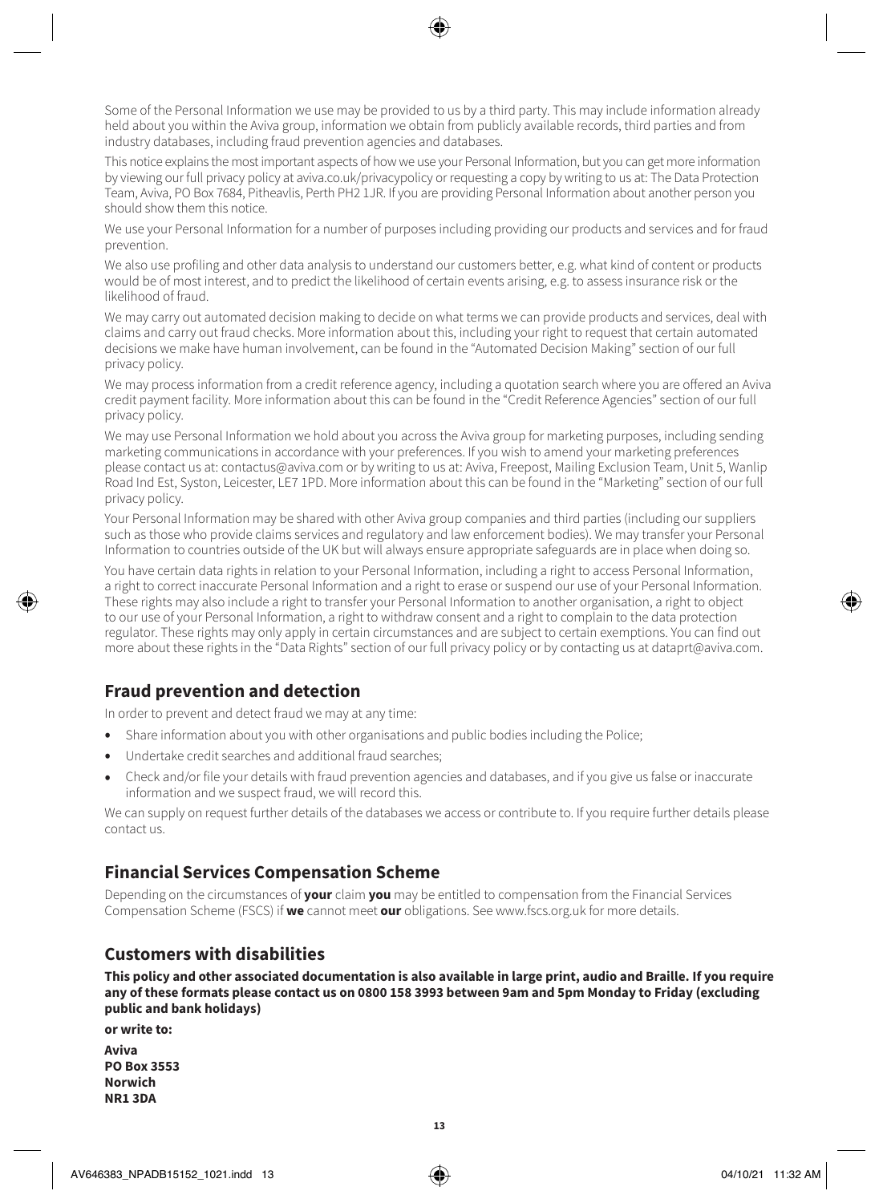Some of the Personal Information we use may be provided to us by a third party. This may include information already held about you within the Aviva group, information we obtain from publicly available records, third parties and from industry databases, including fraud prevention agencies and databases.

This notice explains the most important aspects of how we use your Personal Information, but you can get more information by viewing our full privacy policy at aviva.co.uk/privacypolicy or requesting a copy by writing to us at: The Data Protection Team, Aviva, PO Box 7684, Pitheavlis, Perth PH2 1JR. If you are providing Personal Information about another person you should show them this notice.

We use your Personal Information for a number of purposes including providing our products and services and for fraud prevention.

We also use profiling and other data analysis to understand our customers better, e.g. what kind of content or products would be of most interest, and to predict the likelihood of certain events arising, e.g. to assess insurance risk or the likelihood of fraud.

We may carry out automated decision making to decide on what terms we can provide products and services, deal with claims and carry out fraud checks. More information about this, including your right to request that certain automated decisions we make have human involvement, can be found in the "Automated Decision Making" section of our full privacy policy.

We may process information from a credit reference agency, including a quotation search where you are offered an Aviva credit payment facility. More information about this can be found in the "Credit Reference Agencies" section of our full privacy policy.

We may use Personal Information we hold about you across the Aviva group for marketing purposes, including sending marketing communications in accordance with your preferences. If you wish to amend your marketing preferences please contact us at: contactus@aviva.com or by writing to us at: Aviva, Freepost, Mailing Exclusion Team, Unit 5, Wanlip Road Ind Est, Syston, Leicester, LE7 1PD. More information about this can be found in the "Marketing" section of our full privacy policy.

Your Personal Information may be shared with other Aviva group companies and third parties (including our suppliers such as those who provide claims services and regulatory and law enforcement bodies). We may transfer your Personal Information to countries outside of the UK but will always ensure appropriate safeguards are in place when doing so.

You have certain data rights in relation to your Personal Information, including a right to access Personal Information, a right to correct inaccurate Personal Information and a right to erase or suspend our use of your Personal Information. These rights may also include a right to transfer your Personal Information to another organisation, a right to object to our use of your Personal Information, a right to withdraw consent and a right to complain to the data protection regulator. These rights may only apply in certain circumstances and are subject to certain exemptions. You can find out more about these rights in the "Data Rights" section of our full privacy policy or by contacting us at dataprt@aviva.com.

## Fraud prevention and detection

In order to prevent and detect fraud we may at any time:

- Share information about you with other organisations and public bodies including the Police;
- Undertake credit searches and additional fraud searches;
- Check and/or file your details with fraud prevention agencies and databases, and if you give us false or inaccurate information and we suspect fraud, we will record this.

We can supply on request further details of the databases we access or contribute to. If you require further details please contact us.

## Financial Services Compensation Scheme

Depending on the circumstances of **your** claim **you** may be entitled to compensation from the Financial Services Compensation Scheme (FSCS) if **we** cannot meet **our** obligations. See www.fscs.org.uk for more details.

## Customers with disabilities

**This policy and other associated documentation is also available in large print, audio and Braille. If you require any of these formats please contact us on 0800 158 3993 between 9am and 5pm Monday to Friday (excluding public and bank holidays)**

**or write to:**

**Aviva**
**PO Box 3553**
**Norwich**
**NR1 3DA**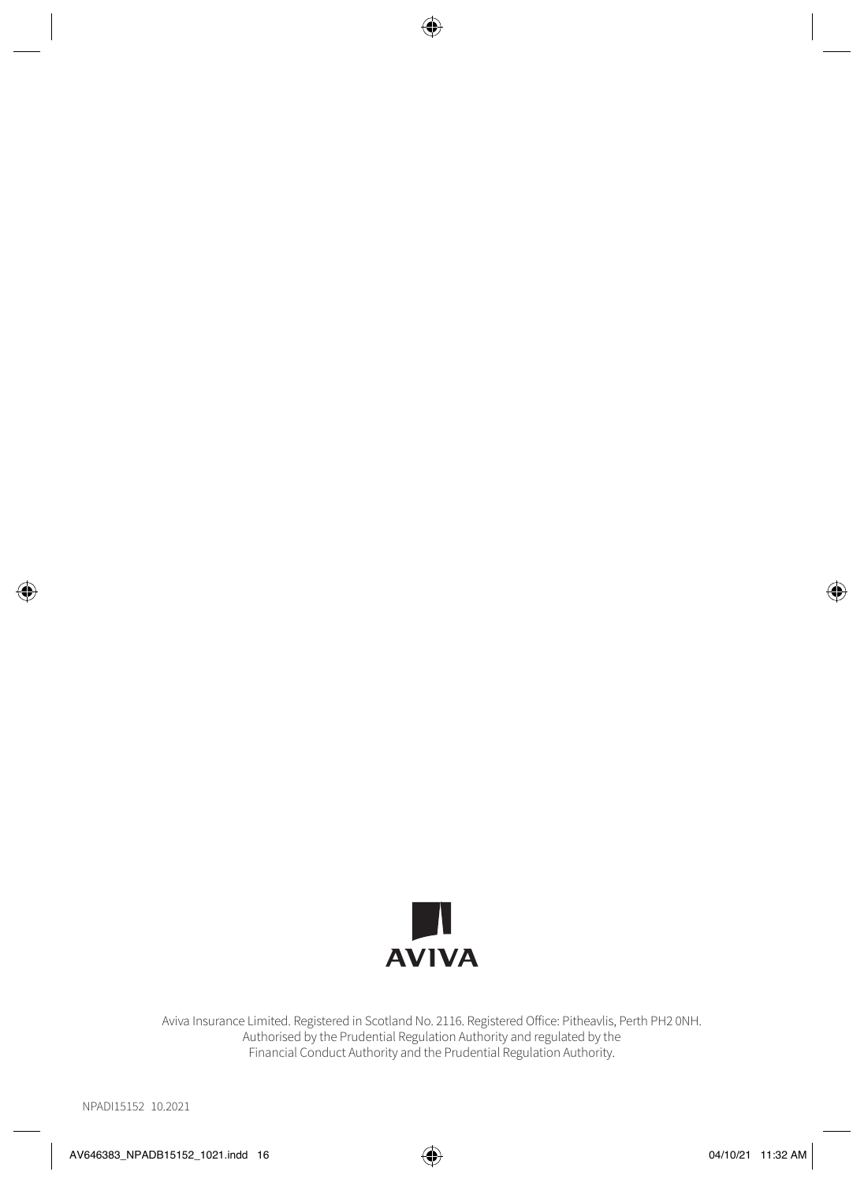AVIVA

Aviva Insurance Limited. Registered in Scotland No. 2116. Registered Office: Pitheavlis, Perth PH2 0NH.
Authorised by the Prudential Regulation Authority and regulated by the
Financial Conduct Authority and the Prudential Regulation Authority.

NPADI15152 10.2021